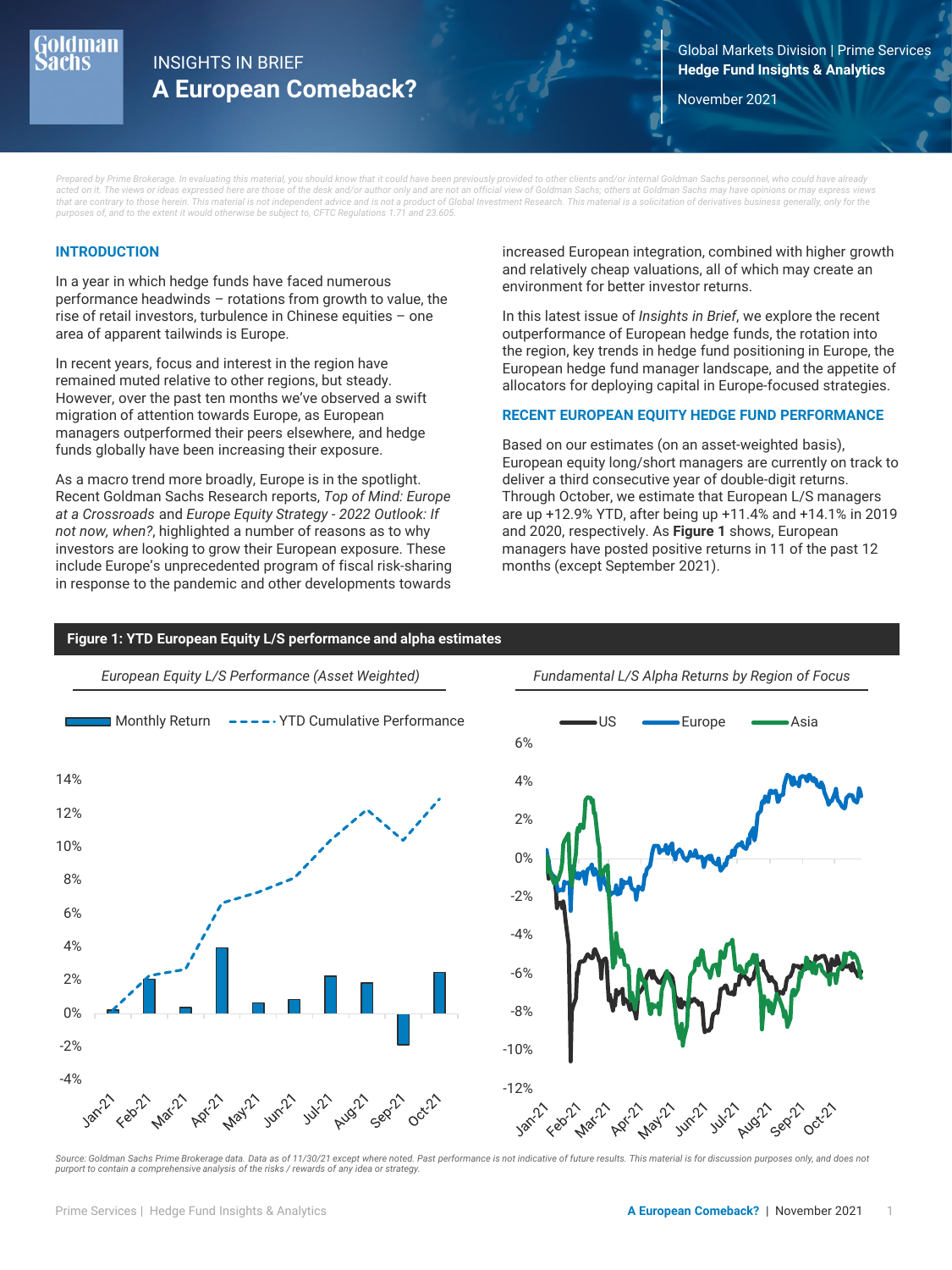INSIGHTS IN BRIEF

# A European Comeback?

Global Markets Division | Prime Services
**Hedge Fund Insights & Analytics**

November 2021

*Prepared by Prime Brokerage. In evaluating this material, you should know that it could have been previously provided to other clients and/or internal Goldman Sachs personnel, who could have already acted on it. The views or ideas expressed here are those of the desk and/or author only and are not an official view of Goldman Sachs; others at Goldman Sachs may have opinions or may express views that are contrary to those herein. This material is not independent advice and is not a product of Global Investment Research. This material is a solicitation of derivatives business generally, only for the purposes of, and to the extent it would otherwise be subject to, CFTC Regulations 1.71 and 23.605.*

## INTRODUCTION

In a year in which hedge funds have faced numerous performance headwinds – rotations from growth to value, the rise of retail investors, turbulence in Chinese equities – one area of apparent tailwinds is Europe.

In recent years, focus and interest in the region have remained muted relative to other regions, but steady. However, over the past ten months we've observed a swift migration of attention towards Europe, as European managers outperformed their peers elsewhere, and hedge funds globally have been increasing their exposure.

As a macro trend more broadly, Europe is in the spotlight. Recent Goldman Sachs Research reports, *Top of Mind: Europe at a Crossroads* and *Europe Equity Strategy - 2022 Outlook: If not now, when?*, highlighted a number of reasons as to why investors are looking to grow their European exposure. These include Europe's unprecedented program of fiscal risk-sharing in response to the pandemic and other developments towards increased European integration, combined with higher growth and relatively cheap valuations, all of which may create an environment for better investor returns.

In this latest issue of *Insights in Brief*, we explore the recent outperformance of European hedge funds, the rotation into the region, key trends in hedge fund positioning in Europe, the European hedge fund manager landscape, and the appetite of allocators for deploying capital in Europe-focused strategies.

## RECENT EUROPEAN EQUITY HEDGE FUND PERFORMANCE

Based on our estimates (on an asset-weighted basis), European equity long/short managers are currently on track to deliver a third consecutive year of double-digit returns. Through October, we estimate that European L/S managers are up +12.9% YTD, after being up +11.4% and +14.1% in 2019 and 2020, respectively. As **Figure 1** shows, European managers have posted positive returns in 11 of the past 12 months (except September 2021).

**Figure 1: YTD European Equity L/S performance and alpha estimates**

*European Equity L/S Performance (Asset Weighted)* — Monthly Return; YTD Cumulative Performance (Jan-21 to Oct-21)

*Fundamental L/S Alpha Returns by Region of Focus* — US; Europe; Asia (Jan-21 to Oct-21)

*Source: Goldman Sachs Prime Brokerage data. Data as of 11/30/21 except where noted. Past performance is not indicative of future results. This material is for discussion purposes only, and does not purport to contain a comprehensive analysis of the risks / rewards of any idea or strategy.*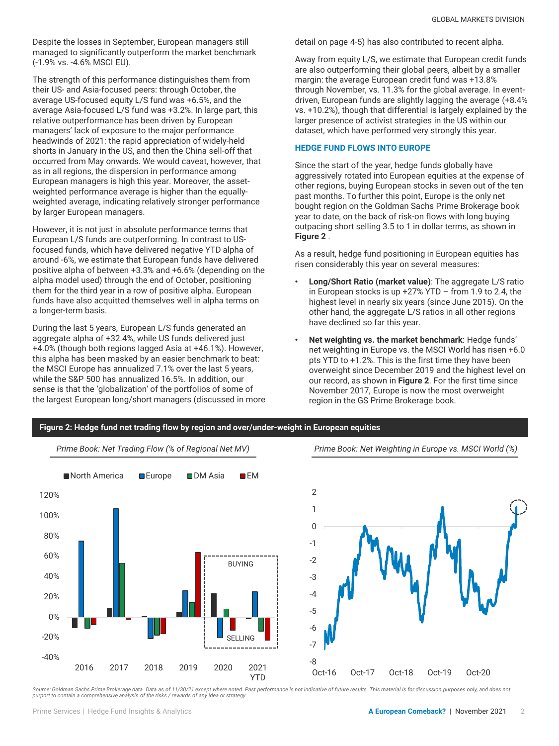Despite the losses in September, European managers still managed to significantly outperform the market benchmark (-1.9% vs. -4.6% MSCI EU).

The strength of this performance distinguishes them from their US- and Asia-focused peers: through October, the average US-focused equity L/S fund was +6.5%, and the average Asia-focused L/S fund was +3.2%. In large part, this relative outperformance has been driven by European managers' lack of exposure to the major performance headwinds of 2021: the rapid appreciation of widely-held shorts in January in the US, and then the China sell-off that occurred from May onwards. We would caveat, however, that as in all regions, the dispersion in performance among European managers is high this year. Moreover, the asset-weighted performance average is higher than the equally-weighted average, indicating relatively stronger performance by larger European managers.

However, it is not just in absolute performance terms that European L/S funds are outperforming. In contrast to US-focused funds, which have delivered negative YTD alpha of around -6%, we estimate that European funds have delivered positive alpha of between +3.3% and +6.6% (depending on the alpha model used) through the end of October, positioning them for the third year in a row of positive alpha. European funds have also acquitted themselves well in alpha terms on a longer-term basis.

During the last 5 years, European L/S funds generated an aggregate alpha of +32.4%, while US funds delivered just +4.0% (though both regions lagged Asia at +46.1%). However, this alpha has been masked by an easier benchmark to beat: the MSCI Europe has annualized 7.1% over the last 5 years, while the S&P 500 has annualized 16.5%. In addition, our sense is that the 'globalization' of the portfolios of some of the largest European long/short managers (discussed in more detail on page 4-5) has also contributed to recent alpha.

Away from equity L/S, we estimate that European credit funds are also outperforming their global peers, albeit by a smaller margin: the average European credit fund was +13.8% through November, vs. 11.3% for the global average. In event-driven, European funds are slightly lagging the average (+8.4% vs. +10.2%), though that differential is largely explained by the larger presence of activist strategies in the US within our dataset, which have performed very strongly this year.

## HEDGE FUND FLOWS INTO EUROPE

Since the start of the year, hedge funds globally have aggressively rotated into European equities at the expense of other regions, buying European stocks in seven out of the ten past months. To further this point, Europe is the only net bought region on the Goldman Sachs Prime Brokerage book year to date, on the back of risk-on flows with long buying outpacing short selling 3.5 to 1 in dollar terms, as shown in **Figure 2** .

As a result, hedge fund positioning in European equities has risen considerably this year on several measures:

- **Long/Short Ratio (market value)**: The aggregate L/S ratio in European stocks is up +27% YTD – from 1.9 to 2.4, the highest level in nearly six years (since June 2015). On the other hand, the aggregate L/S ratios in all other regions have declined so far this year.
- **Net weighting vs. the market benchmark**: Hedge funds' net weighting in Europe vs. the MSCI World has risen +6.0 pts YTD to +1.2%. This is the first time they have been overweight since December 2019 and the highest level on our record, as shown in **Figure 2**. For the first time since November 2017, Europe is now the most overweight region in the GS Prime Brokerage book.

**Figure 2: Hedge fund net trading flow by region and over/under-weight in European equities**

*Prime Book: Net Trading Flow (% of Regional Net MV)*

*Prime Book: Net Weighting in Europe vs. MSCI World (%)*

*Source: Goldman Sachs Prime Brokerage data. Data as of 11/30/21 except where noted. Past performance is not indicative of future results. This material is for discussion purposes only, and does not purport to contain a comprehensive analysis of the risks / rewards of any idea or strategy.*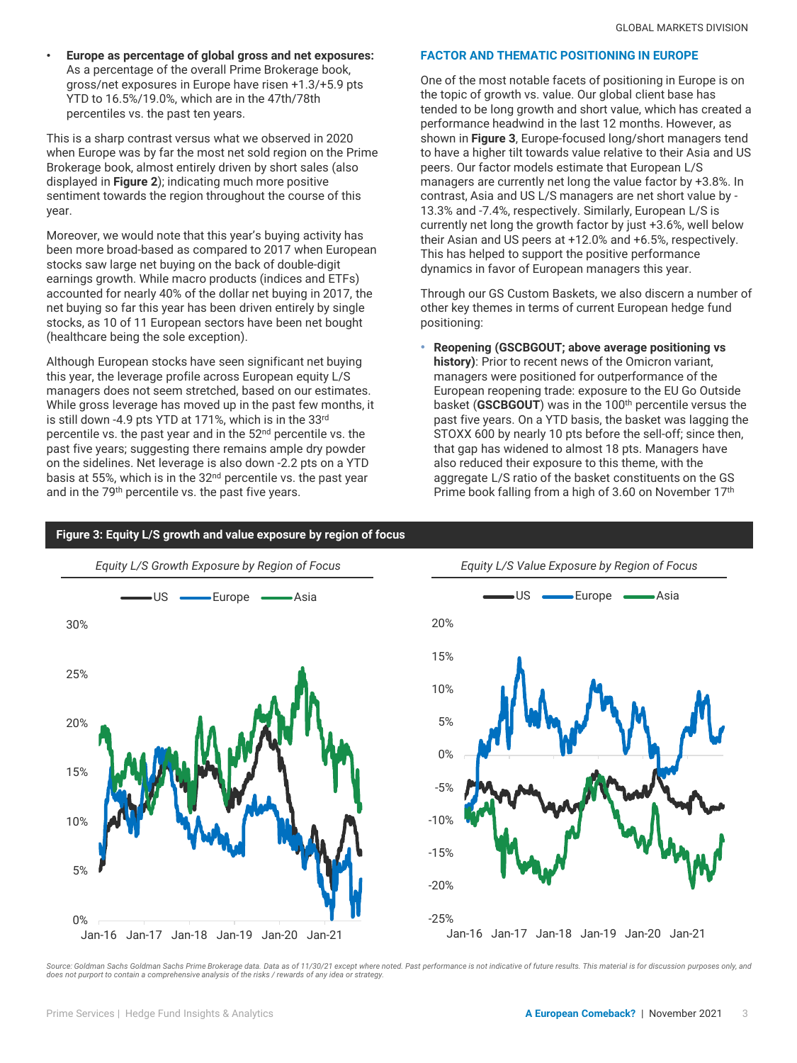- **Europe as percentage of global gross and net exposures:** As a percentage of the overall Prime Brokerage book, gross/net exposures in Europe have risen +1.3/+5.9 pts YTD to 16.5%/19.0%, which are in the 47th/78th percentiles vs. the past ten years.

This is a sharp contrast versus what we observed in 2020 when Europe was by far the most net sold region on the Prime Brokerage book, almost entirely driven by short sales (also displayed in **Figure 2**); indicating much more positive sentiment towards the region throughout the course of this year.

Moreover, we would note that this year's buying activity has been more broad-based as compared to 2017 when European stocks saw large net buying on the back of double-digit earnings growth. While macro products (indices and ETFs) accounted for nearly 40% of the dollar net buying in 2017, the net buying so far this year has been driven entirely by single stocks, as 10 of 11 European sectors have been net bought (healthcare being the sole exception).

Although European stocks have seen significant net buying this year, the leverage profile across European equity L/S managers does not seem stretched, based on our estimates. While gross leverage has moved up in the past few months, it is still down -4.9 pts YTD at 171%, which is in the 33rd percentile vs. the past year and in the 52nd percentile vs. the past five years; suggesting there remains ample dry powder on the sidelines. Net leverage is also down -2.2 pts on a YTD basis at 55%, which is in the 32nd percentile vs. the past year and in the 79th percentile vs. the past five years.

## FACTOR AND THEMATIC POSITIONING IN EUROPE

One of the most notable facets of positioning in Europe is on the topic of growth vs. value. Our global client base has tended to be long growth and short value, which has created a performance headwind in the last 12 months. However, as shown in **Figure 3**, Europe-focused long/short managers tend to have a higher tilt towards value relative to their Asia and US peers. Our factor models estimate that European L/S managers are currently net long the value factor by +3.8%. In contrast, Asia and US L/S managers are net short value by -13.3% and -7.4%, respectively. Similarly, European L/S is currently net long the growth factor by just +3.6%, well below their Asian and US peers at +12.0% and +6.5%, respectively. This has helped to support the positive performance dynamics in favor of European managers this year.

Through our GS Custom Baskets, we also discern a number of other key themes in terms of current European hedge fund positioning:

- **Reopening (GSCBGOUT; above average positioning vs history)**: Prior to recent news of the Omicron variant, managers were positioned for outperformance of the European reopening trade: exposure to the EU Go Outside basket (**GSCBGOUT**) was in the 100th percentile versus the past five years. On a YTD basis, the basket was lagging the STOXX 600 by nearly 10 pts before the sell-off; since then, that gap has widened to almost 18 pts. Managers have also reduced their exposure to this theme, with the aggregate L/S ratio of the basket constituents on the GS Prime book falling from a high of 3.60 on November 17th

**Figure 3: Equity L/S growth and value exposure by region of focus**

*Equity L/S Growth Exposure by Region of Focus*

*Equity L/S Value Exposure by Region of Focus*

*Source: Goldman Sachs Goldman Sachs Prime Brokerage data. Data as of 11/30/21 except where noted. Past performance is not indicative of future results. This material is for discussion purposes only, and does not purport to contain a comprehensive analysis of the risks / rewards of any idea or strategy.*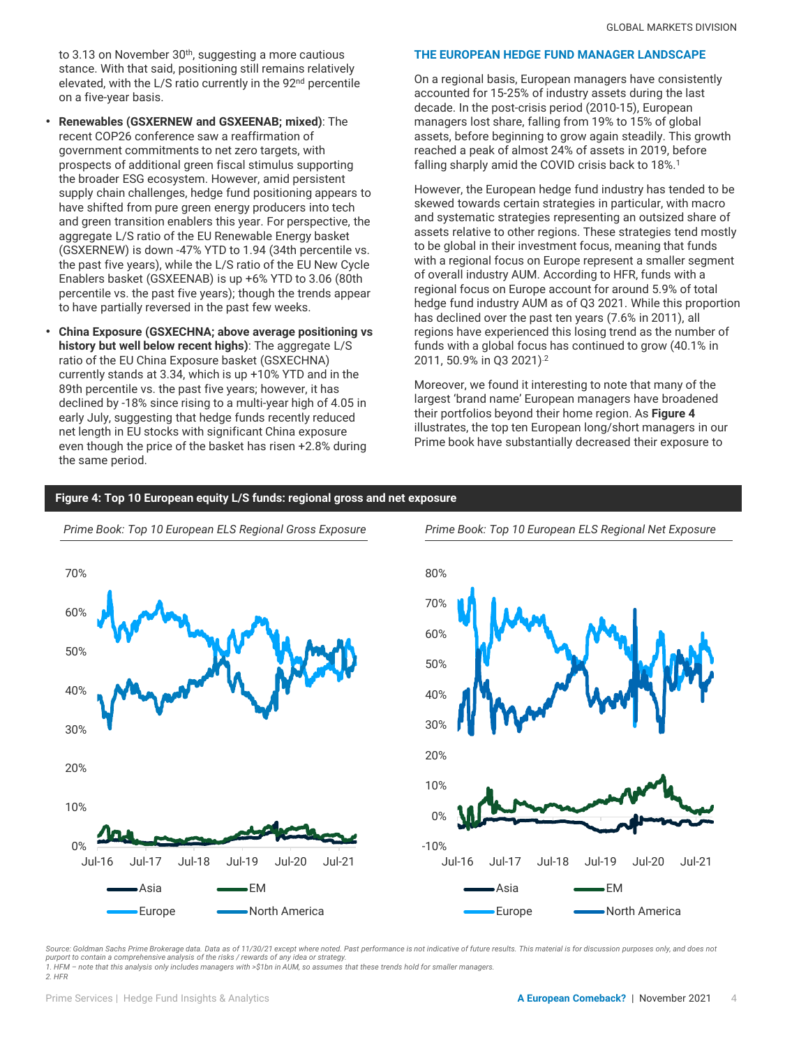to 3.13 on November 30th, suggesting a more cautious stance. With that said, positioning still remains relatively elevated, with the L/S ratio currently in the 92nd percentile on a five-year basis.

- **Renewables (GSXERNEW and GSXEENAB; mixed)**: The recent COP26 conference saw a reaffirmation of government commitments to net zero targets, with prospects of additional green fiscal stimulus supporting the broader ESG ecosystem. However, amid persistent supply chain challenges, hedge fund positioning appears to have shifted from pure green energy producers into tech and green transition enablers this year. For perspective, the aggregate L/S ratio of the EU Renewable Energy basket (GSXERNEW) is down -47% YTD to 1.94 (34th percentile vs. the past five years), while the L/S ratio of the EU New Cycle Enablers basket (GSXEENAB) is up +6% YTD to 3.06 (80th percentile vs. the past five years); though the trends appear to have partially reversed in the past few weeks.
- **China Exposure (GSXECHNA; above average positioning vs history but well below recent highs)**: The aggregate L/S ratio of the EU China Exposure basket (GSXECHNA) currently stands at 3.34, which is up +10% YTD and in the 89th percentile vs. the past five years; however, it has declined by -18% since rising to a multi-year high of 4.05 in early July, suggesting that hedge funds recently reduced net length in EU stocks with significant China exposure even though the price of the basket has risen +2.8% during the same period.

## THE EUROPEAN HEDGE FUND MANAGER LANDSCAPE

On a regional basis, European managers have consistently accounted for 15-25% of industry assets during the last decade. In the post-crisis period (2010-15), European managers lost share, falling from 19% to 15% of global assets, before beginning to grow again steadily. This growth reached a peak of almost 24% of assets in 2019, before falling sharply amid the COVID crisis back to 18%.[1]

However, the European hedge fund industry has tended to be skewed towards certain strategies in particular, with macro and systematic strategies representing an outsized share of assets relative to other regions. These strategies tend mostly to be global in their investment focus, meaning that funds with a regional focus on Europe represent a smaller segment of overall industry AUM. According to HFR, funds with a regional focus on Europe account for around 5.9% of total hedge fund industry AUM as of Q3 2021. While this proportion has declined over the past ten years (7.6% in 2011), all regions have experienced this losing trend as the number of funds with a global focus has continued to grow (40.1% in 2011, 50.9% in Q3 2021).[2]

Moreover, we found it interesting to note that many of the largest 'brand name' European managers have broadened their portfolios beyond their home region. As **Figure 4** illustrates, the top ten European long/short managers in our Prime book have substantially decreased their exposure to

**Figure 4: Top 10 European equity L/S funds: regional gross and net exposure**

*Prime Book: Top 10 European ELS Regional Gross Exposure*

*Prime Book: Top 10 European ELS Regional Net Exposure*

*Source: Goldman Sachs Prime Brokerage data. Data as of 11/30/21 except where noted. Past performance is not indicative of future results. This material is for discussion purposes only, and does not purport to contain a comprehensive analysis of the risks / rewards of any idea or strategy.*

*1. HFM – note that this analysis only includes managers with >$1bn in AUM, so assumes that these trends hold for smaller managers.*

*2. HFR*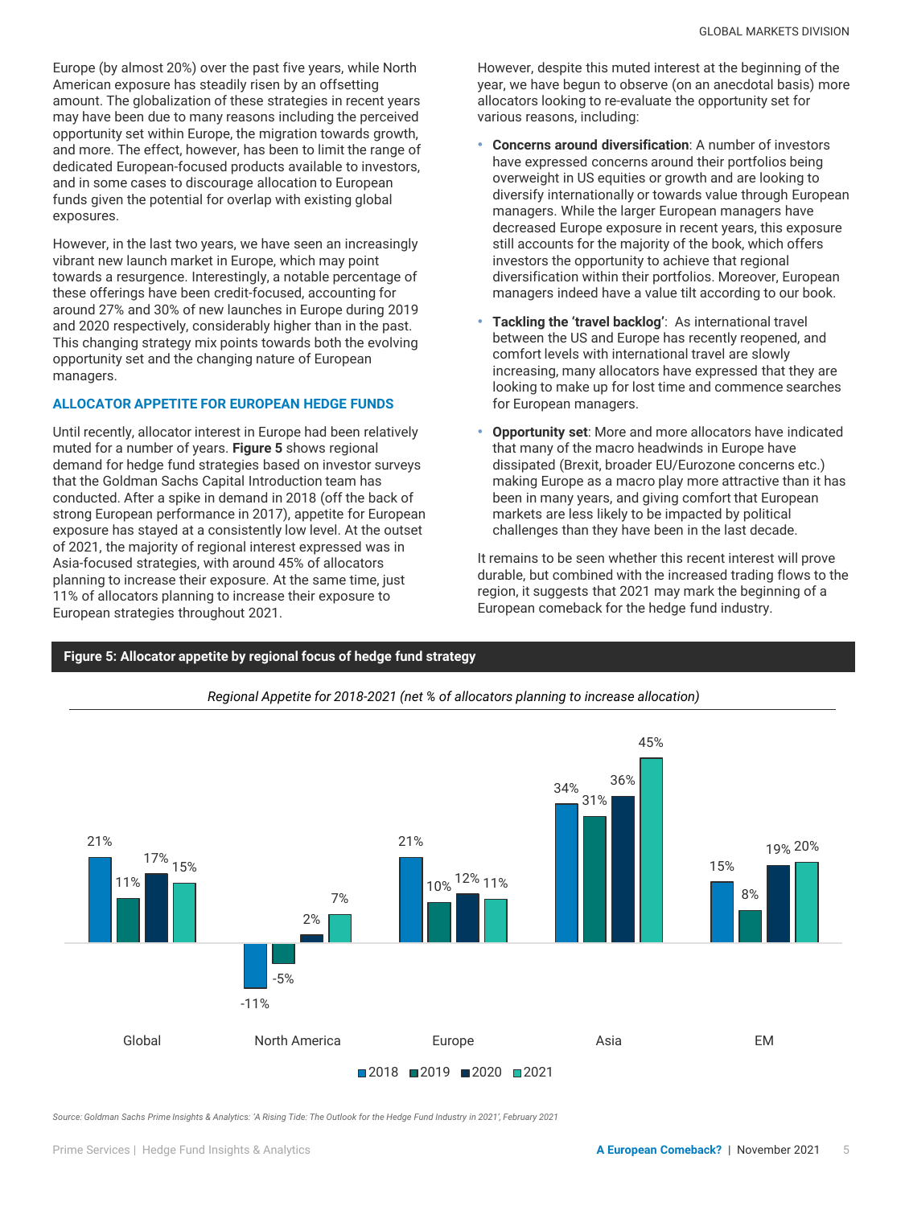Europe (by almost 20%) over the past five years, while North American exposure has steadily risen by an offsetting amount. The globalization of these strategies in recent years may have been due to many reasons including the perceived opportunity set within Europe, the migration towards growth, and more. The effect, however, has been to limit the range of dedicated European-focused products available to investors, and in some cases to discourage allocation to European funds given the potential for overlap with existing global exposures.

However, in the last two years, we have seen an increasingly vibrant new launch market in Europe, which may point towards a resurgence. Interestingly, a notable percentage of these offerings have been credit-focused, accounting for around 27% and 30% of new launches in Europe during 2019 and 2020 respectively, considerably higher than in the past. This changing strategy mix points towards both the evolving opportunity set and the changing nature of European managers.

### ALLOCATOR APPETITE FOR EUROPEAN HEDGE FUNDS

Until recently, allocator interest in Europe had been relatively muted for a number of years. **Figure 5** shows regional demand for hedge fund strategies based on investor surveys that the Goldman Sachs Capital Introduction team has conducted. After a spike in demand in 2018 (off the back of strong European performance in 2017), appetite for European exposure has stayed at a consistently low level. At the outset of 2021, the majority of regional interest expressed was in Asia-focused strategies, with around 45% of allocators planning to increase their exposure. At the same time, just 11% of allocators planning to increase their exposure to European strategies throughout 2021.

However, despite this muted interest at the beginning of the year, we have begun to observe (on an anecdotal basis) more allocators looking to re-evaluate the opportunity set for various reasons, including:

- **Concerns around diversification**: A number of investors have expressed concerns around their portfolios being overweight in US equities or growth and are looking to diversify internationally or towards value through European managers. While the larger European managers have decreased Europe exposure in recent years, this exposure still accounts for the majority of the book, which offers investors the opportunity to achieve that regional diversification within their portfolios. Moreover, European managers indeed have a value tilt according to our book.
- **Tackling the 'travel backlog'**: As international travel between the US and Europe has recently reopened, and comfort levels with international travel are slowly increasing, many allocators have expressed that they are looking to make up for lost time and commence searches for European managers.
- **Opportunity set**: More and more allocators have indicated that many of the macro headwinds in Europe have dissipated (Brexit, broader EU/Eurozone concerns etc.) making Europe as a macro play more attractive than it has been in many years, and giving comfort that European markets are less likely to be impacted by political challenges than they have been in the last decade.

It remains to be seen whether this recent interest will prove durable, but combined with the increased trading flows to the region, it suggests that 2021 may mark the beginning of a European comeback for the hedge fund industry.

**Figure 5: Allocator appetite by regional focus of hedge fund strategy**

*Regional Appetite for 2018-2021 (net % of allocators planning to increase allocation)*

| Region | 2018 | 2019 | 2020 | 2021 |
|---|---|---|---|---|
| Global | 21% | 11% | 17% | 15% |
| North America | -11% | -5% | 2% | 7% |
| Europe | 21% | 10% | 12% | 11% |
| Asia | 34% | 31% | 36% | 45% |
| EM | 15% | 8% | 19% | 20% |

*Source: Goldman Sachs Prime Insights & Analytics: 'A Rising Tide: The Outlook for the Hedge Fund Industry in 2021', February 2021*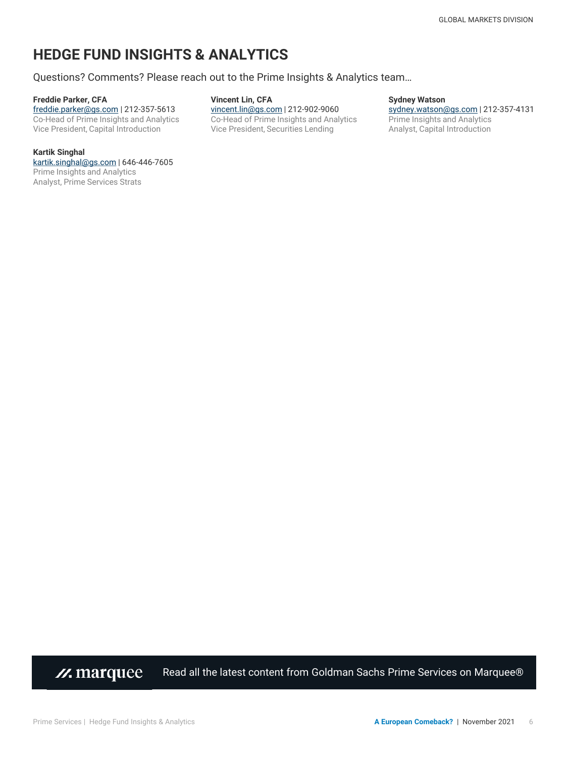# HEDGE FUND INSIGHTS & ANALYTICS

Questions? Comments? Please reach out to the Prime Insights & Analytics team…

**Freddie Parker, CFA**
freddie.parker@gs.com | 212-357-5613
Co-Head of Prime Insights and Analytics
Vice President, Capital Introduction

**Vincent Lin, CFA**
vincent.lin@gs.com | 212-902-9060
Co-Head of Prime Insights and Analytics
Vice President, Securities Lending

**Sydney Watson**
sydney.watson@gs.com | 212-357-4131
Prime Insights and Analytics
Analyst, Capital Introduction

**Kartik Singhal**
kartik.singhal@gs.com | 646-446-7605
Prime Insights and Analytics
Analyst, Prime Services Strats

marquee — Read all the latest content from Goldman Sachs Prime Services on Marquee®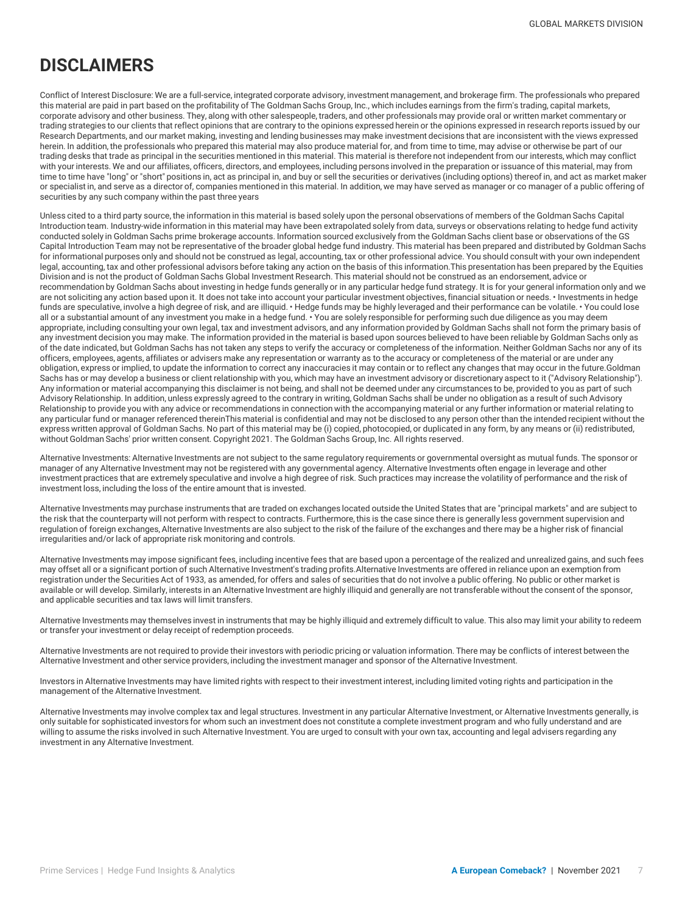# DISCLAIMERS

Conflict of Interest Disclosure: We are a full-service, integrated corporate advisory, investment management, and brokerage firm. The professionals who prepared this material are paid in part based on the profitability of The Goldman Sachs Group, Inc., which includes earnings from the firm's trading, capital markets, corporate advisory and other business. They, along with other salespeople, traders, and other professionals may provide oral or written market commentary or trading strategies to our clients that reflect opinions that are contrary to the opinions expressed herein or the opinions expressed in research reports issued by our Research Departments, and our market making, investing and lending businesses may make investment decisions that are inconsistent with the views expressed herein. In addition, the professionals who prepared this material may also produce material for, and from time to time, may advise or otherwise be part of our trading desks that trade as principal in the securities mentioned in this material. This material is therefore not independent from our interests, which may conflict with your interests. We and our affiliates, officers, directors, and employees, including persons involved in the preparation or issuance of this material, may from time to time have "long" or "short" positions in, act as principal in, and buy or sell the securities or derivatives (including options) thereof in, and act as market maker or specialist in, and serve as a director of, companies mentioned in this material. In addition, we may have served as manager or co manager of a public offering of securities by any such company within the past three years

Unless cited to a third party source, the information in this material is based solely upon the personal observations of members of the Goldman Sachs Capital Introduction team. Industry-wide information in this material may have been extrapolated solely from data, surveys or observations relating to hedge fund activity conducted solely in Goldman Sachs prime brokerage accounts. Information sourced exclusively from the Goldman Sachs client base or observations of the GS Capital Introduction Team may not be representative of the broader global hedge fund industry. This material has been prepared and distributed by Goldman Sachs for informational purposes only and should not be construed as legal, accounting, tax or other professional advice. You should consult with your own independent legal, accounting, tax and other professional advisors before taking any action on the basis of this information.This presentation has been prepared by the Equities Division and is not the product of Goldman Sachs Global Investment Research. This material should not be construed as an endorsement, advice or recommendation by Goldman Sachs about investing in hedge funds generally or in any particular hedge fund strategy. It is for your general information only and we are not soliciting any action based upon it. It does not take into account your particular investment objectives, financial situation or needs. • Investments in hedge funds are speculative, involve a high degree of risk, and are illiquid. • Hedge funds may be highly leveraged and their performance can be volatile. • You could lose all or a substantial amount of any investment you make in a hedge fund. • You are solely responsible for performing such due diligence as you may deem appropriate, including consulting your own legal, tax and investment advisors, and any information provided by Goldman Sachs shall not form the primary basis of any investment decision you may make. The information provided in the material is based upon sources believed to have been reliable by Goldman Sachs only as of the date indicated, but Goldman Sachs has not taken any steps to verify the accuracy or completeness of the information. Neither Goldman Sachs nor any of its officers, employees, agents, affiliates or advisers make any representation or warranty as to the accuracy or completeness of the material or are under any obligation, express or implied, to update the information to correct any inaccuracies it may contain or to reflect any changes that may occur in the future.Goldman Sachs has or may develop a business or client relationship with you, which may have an investment advisory or discretionary aspect to it ("Advisory Relationship"). Any information or material accompanying this disclaimer is not being, and shall not be deemed under any circumstances to be, provided to you as part of such Advisory Relationship. In addition, unless expressly agreed to the contrary in writing, Goldman Sachs shall be under no obligation as a result of such Advisory Relationship to provide you with any advice or recommendations in connection with the accompanying material or any further information or material relating to any particular fund or manager referenced thereinThis material is confidential and may not be disclosed to any person other than the intended recipient without the express written approval of Goldman Sachs. No part of this material may be (i) copied, photocopied, or duplicated in any form, by any means or (ii) redistributed, without Goldman Sachs' prior written consent. Copyright 2021. The Goldman Sachs Group, Inc. All rights reserved.

Alternative Investments: Alternative Investments are not subject to the same regulatory requirements or governmental oversight as mutual funds. The sponsor or manager of any Alternative Investment may not be registered with any governmental agency. Alternative Investments often engage in leverage and other investment practices that are extremely speculative and involve a high degree of risk. Such practices may increase the volatility of performance and the risk of investment loss, including the loss of the entire amount that is invested.

Alternative Investments may purchase instruments that are traded on exchanges located outside the United States that are "principal markets" and are subject to the risk that the counterparty will not perform with respect to contracts. Furthermore, this is the case since there is generally less government supervision and regulation of foreign exchanges, Alternative Investments are also subject to the risk of the failure of the exchanges and there may be a higher risk of financial irregularities and/or lack of appropriate risk monitoring and controls.

Alternative Investments may impose significant fees, including incentive fees that are based upon a percentage of the realized and unrealized gains, and such fees may offset all or a significant portion of such Alternative Investment's trading profits.Alternative Investments are offered in reliance upon an exemption from registration under the Securities Act of 1933, as amended, for offers and sales of securities that do not involve a public offering. No public or other market is available or will develop. Similarly, interests in an Alternative Investment are highly illiquid and generally are not transferable without the consent of the sponsor, and applicable securities and tax laws will limit transfers.

Alternative Investments may themselves invest in instruments that may be highly illiquid and extremely difficult to value. This also may limit your ability to redeem or transfer your investment or delay receipt of redemption proceeds.

Alternative Investments are not required to provide their investors with periodic pricing or valuation information. There may be conflicts of interest between the Alternative Investment and other service providers, including the investment manager and sponsor of the Alternative Investment.

Investors in Alternative Investments may have limited rights with respect to their investment interest, including limited voting rights and participation in the management of the Alternative Investment.

Alternative Investments may involve complex tax and legal structures. Investment in any particular Alternative Investment, or Alternative Investments generally, is only suitable for sophisticated investors for whom such an investment does not constitute a complete investment program and who fully understand and are willing to assume the risks involved in such Alternative Investment. You are urged to consult with your own tax, accounting and legal advisers regarding any investment in any Alternative Investment.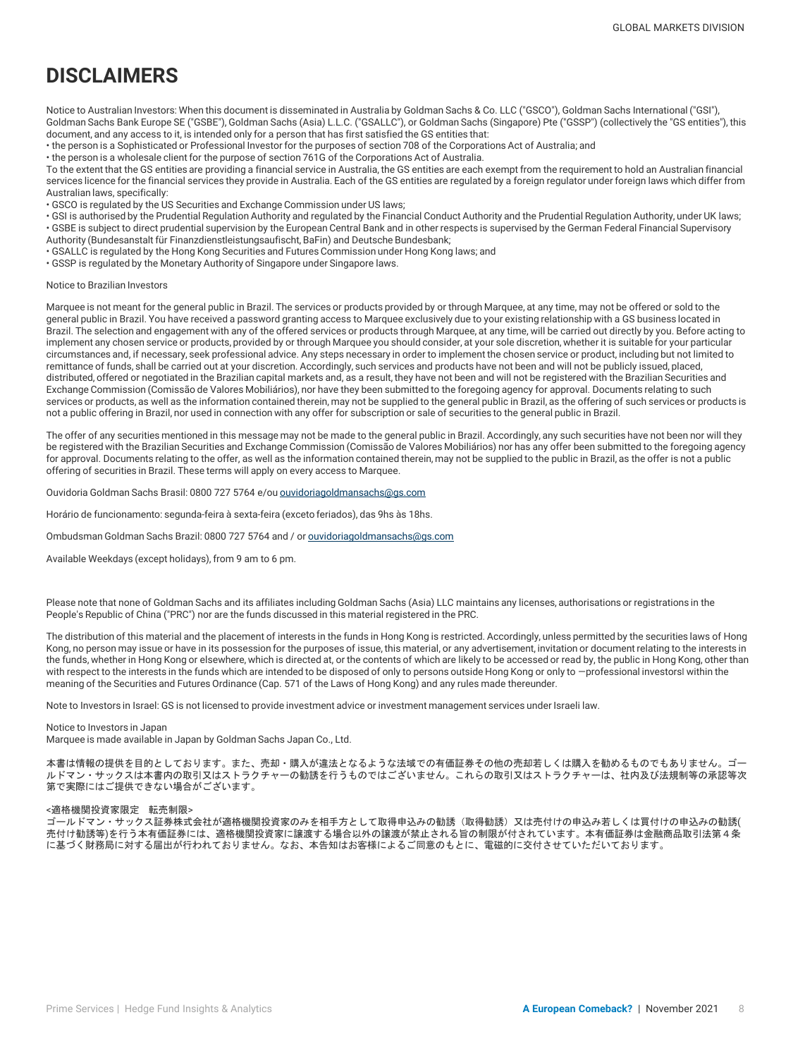# DISCLAIMERS

Notice to Australian Investors: When this document is disseminated in Australia by Goldman Sachs & Co. LLC ("GSCO"), Goldman Sachs International ("GSI"), Goldman Sachs Bank Europe SE ("GSBE"), Goldman Sachs (Asia) L.L.C. ("GSALLC"), or Goldman Sachs (Singapore) Pte ("GSSP") (collectively the "GS entities"), this document, and any access to it, is intended only for a person that has first satisfied the GS entities that:

- the person is a Sophisticated or Professional Investor for the purposes of section 708 of the Corporations Act of Australia; and
- the person is a wholesale client for the purpose of section 761G of the Corporations Act of Australia.

To the extent that the GS entities are providing a financial service in Australia, the GS entities are each exempt from the requirement to hold an Australian financial services licence for the financial services they provide in Australia. Each of the GS entities are regulated by a foreign regulator under foreign laws which differ from Australian laws, specifically:

- GSCO is regulated by the US Securities and Exchange Commission under US laws;
- GSI is authorised by the Prudential Regulation Authority and regulated by the Financial Conduct Authority and the Prudential Regulation Authority, under UK laws;
- GSBE is subject to direct prudential supervision by the European Central Bank and in other respects is supervised by the German Federal Financial Supervisory Authority (Bundesanstalt für Finanzdienstleistungsaufiscaltt, BaFin) and Deutsche Bundesbank;
- GSALLC is regulated by the Hong Kong Securities and Futures Commission under Hong Kong laws; and
- GSSP is regulated by the Monetary Authority of Singapore under Singapore laws.

Notice to Brazilian Investors

Marquee is not meant for the general public in Brazil. The services or products provided by or through Marquee, at any time, may not be offered or sold to the general public in Brazil. You have received a password granting access to Marquee exclusively due to your existing relationship with a GS business located in Brazil. The selection and engagement with any of the offered services or products through Marquee, at any time, will be carried out directly by you. Before acting to implement any chosen service or products, provided by or through Marquee you should consider, at your sole discretion, whether it is suitable for your particular circumstances and, if necessary, seek professional advice. Any steps necessary in order to implement the chosen service or product, including but not limited to remittance of funds, shall be carried out at your discretion. Accordingly, such services and products have not been and will not be publicly issued, placed, distributed, offered or negotiated in the Brazilian capital markets and, as a result, they have not been and will not be registered with the Brazilian Securities and Exchange Commission (Comissão de Valores Mobiliários), nor have they been submitted to the foregoing agency for approval. Documents relating to such services or products, as well as the information contained therein, may not be supplied to the general public in Brazil, as the offering of such services or products is not a public offering in Brazil, nor used in connection with any offer for subscription or sale of securities to the general public in Brazil.

The offer of any securities mentioned in this message may not be made to the general public in Brazil. Accordingly, any such securities have not been nor will they be registered with the Brazilian Securities and Exchange Commission (Comissão de Valores Mobiliários) nor has any offer been submitted to the foregoing agency for approval. Documents relating to the offer, as well as the information contained therein, may not be supplied to the public in Brazil, as the offer is not a public offering of securities in Brazil. These terms will apply on every access to Marquee.

Ouvidoria Goldman Sachs Brasil: 0800 727 5764 e/ou ouvidoriagoldmansachs@gs.com

Horário de funcionamento: segunda-feira à sexta-feira (exceto feriados), das 9hs às 18hs.

Ombudsman Goldman Sachs Brazil: 0800 727 5764 and / or ouvidoriagoldmansachs@gs.com

Available Weekdays (except holidays), from 9 am to 6 pm.

Please note that none of Goldman Sachs and its affiliates including Goldman Sachs (Asia) LLC maintains any licenses, authorisations or registrations in the People's Republic of China ("PRC") nor are the funds discussed in this material registered in the PRC.

The distribution of this material and the placement of interests in the funds in Hong Kong is restricted. Accordingly, unless permitted by the securities laws of Hong Kong, no person may issue or have in its possession for the purposes of issue, this material, or any advertisement, invitation or document relating to the interests in the funds, whether in Hong Kong or elsewhere, which is directed at, or the contents of which are likely to be accessed or read by, the public in Hong Kong, other than with respect to the interests in the funds which are intended to be disposed of only to persons outside Hong Kong or only to ―professional investors‖ within the meaning of the Securities and Futures Ordinance (Cap. 571 of the Laws of Hong Kong) and any rules made thereunder.

Note to Investors in Israel: GS is not licensed to provide investment advice or investment management services under Israeli law.

Notice to Investors in Japan
Marquee is made available in Japan by Goldman Sachs Japan Co., Ltd.

本書は情報の提供を目的としております。また、売却・購入が違法となるような法域での有価証券その他の売却若しくは購入を勧めるものでもありません。ゴールドマン・サックスは本書内の取引又はストラクチャーの勧誘を行うものではございません。これらの取引又はストラクチャーは、社内及び法規制等の承認等次第で実際にはご提供できない場合がございます。

<適格機関投資家限定　転売制限>
ゴールドマン・サックス証券株式会社が適格機関投資家のみを相手方として取得申込みの勧誘（取得勧誘）又は売付けの申込み若しくは買付けの申込みの勧誘(売付け勧誘等)を行う本有価証券には、適格機関投資家に譲渡する場合以外の譲渡が禁止される旨の制限が付されています。本有価証券は金融商品取引法第４条に基づく財務局に対する届出が行われておりません。なお、本告知はお客様によるご同意のもとに、電磁的に交付させていただいております。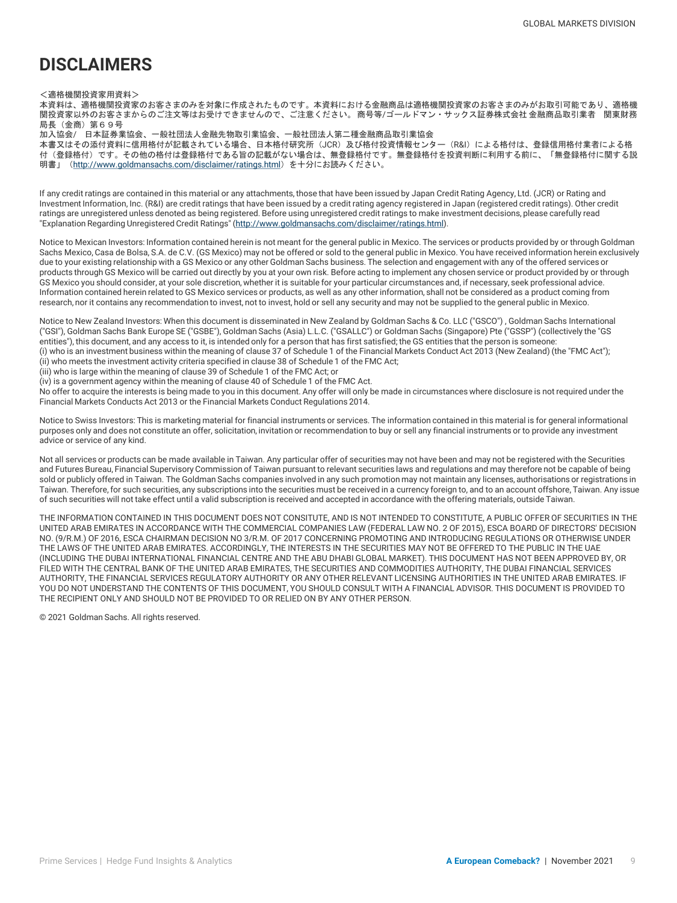# DISCLAIMERS

<適格機関投資家用資料>
本資料は、適格機関投資家のお客さまのみを対象に作成されたものです。本資料における金融商品は適格機関投資家のお客さまのみがお取引可能であり、適格機関投資家以外のお客さまからのご注文等はお受けできませんので、ご注意ください。 商号等/ゴールドマン・サックス証券株式会社 金融商品取引業者　関東財務局長（金商）第６９号
加入協会/　日本証券業協会、一般社団法人金融先物取引業協会、一般社団法人第二種金融商品取引業協会
本書又はその添付資料に信用格付が記載されている場合、日本格付研究所（JCR）及び格付投資情報センター（R&I）による格付は、登録信用格付業者による格付（登録格付）です。その他の格付は登録格付である旨の記載がない場合は、無登録格付です。無登録格付を投資判断に利用する前に、「無登録格付に関する説明書」（http://www.goldmansachs.com/disclaimer/ratings.html）を十分にお読みください。

If any credit ratings are contained in this material or any attachments, those that have been issued by Japan Credit Rating Agency, Ltd. (JCR) or Rating and Investment Information, Inc. (R&I) are credit ratings that have been issued by a credit rating agency registered in Japan (registered credit ratings). Other credit ratings are unregistered unless denoted as being registered. Before using unregistered credit ratings to make investment decisions, please carefully read "Explanation Regarding Unregistered Credit Ratings" (http://www.goldmansachs.com/disclaimer/ratings.html).

Notice to Mexican Investors: Information contained herein is not meant for the general public in Mexico. The services or products provided by or through Goldman Sachs Mexico, Casa de Bolsa, S.A. de C.V. (GS Mexico) may not be offered or sold to the general public in Mexico. You have received information herein exclusively due to your existing relationship with a GS Mexico or any other Goldman Sachs business. The selection and engagement with any of the offered services or products through GS Mexico will be carried out directly by you at your own risk. Before acting to implement any chosen service or product provided by or through GS Mexico you should consider, at your sole discretion, whether it is suitable for your particular circumstances and, if necessary, seek professional advice. Information contained herein related to GS Mexico services or products, as well as any other information, shall not be considered as a product coming from research, nor it contains any recommendation to invest, not to invest, hold or sell any security and may not be supplied to the general public in Mexico.

Notice to New Zealand Investors: When this document is disseminated in New Zealand by Goldman Sachs & Co. LLC ("GSCO") , Goldman Sachs International ("GSI"), Goldman Sachs Bank Europe SE ("GSBE"), Goldman Sachs (Asia) L.L.C. ("GSALLC") or Goldman Sachs (Singapore) Pte ("GSSP") (collectively the "GS entities"), this document, and any access to it, is intended only for a person that has first satisfied; the GS entities that the person is someone:
(i) who is an investment business within the meaning of clause 37 of Schedule 1 of the Financial Markets Conduct Act 2013 (New Zealand) (the "FMC Act");
(ii) who meets the investment activity criteria specified in clause 38 of Schedule 1 of the FMC Act;
(iii) who is large within the meaning of clause 39 of Schedule 1 of the FMC Act; or
(iv) is a government agency within the meaning of clause 40 of Schedule 1 of the FMC Act.
No offer to acquire the interests is being made to you in this document. Any offer will only be made in circumstances where disclosure is not required under the Financial Markets Conducts Act 2013 or the Financial Markets Conduct Regulations 2014.

Notice to Swiss Investors: This is marketing material for financial instruments or services. The information contained in this material is for general informational purposes only and does not constitute an offer, solicitation, invitation or recommendation to buy or sell any financial instruments or to provide any investment advice or service of any kind.

Not all services or products can be made available in Taiwan. Any particular offer of securities may not have been and may not be registered with the Securities and Futures Bureau, Financial Supervisory Commission of Taiwan pursuant to relevant securities laws and regulations and may therefore not be capable of being sold or publicly offered in Taiwan. The Goldman Sachs companies involved in any such promotion may not maintain any licenses, authorisations or registrations in Taiwan. Therefore, for such securities, any subscriptions into the securities must be received in a currency foreign to, and to an account offshore, Taiwan. Any issue of such securities will not take effect until a valid subscription is received and accepted in accordance with the offering materials, outside Taiwan.

THE INFORMATION CONTAINED IN THIS DOCUMENT DOES NOT CONSITUTE, AND IS NOT INTENDED TO CONSTITUTE, A PUBLIC OFFER OF SECURITIES IN THE UNITED ARAB EMIRATES IN ACCORDANCE WITH THE COMMERCIAL COMPANIES LAW (FEDERAL LAW NO. 2 OF 2015), ESCA BOARD OF DIRECTORS' DECISION NO. (9/R.M.) OF 2016, ESCA CHAIRMAN DECISION NO 3/R.M. OF 2017 CONCERNING PROMOTING AND INTRODUCING REGULATIONS OR OTHERWISE UNDER THE LAWS OF THE UNITED ARAB EMIRATES. ACCORDINGLY, THE INTERESTS IN THE SECURITIES MAY NOT BE OFFERED TO THE PUBLIC IN THE UAE (INCLUDING THE DUBAI INTERNATIONAL FINANCIAL CENTRE AND THE ABU DHABI GLOBAL MARKET). THIS DOCUMENT HAS NOT BEEN APPROVED BY, OR FILED WITH THE CENTRAL BANK OF THE UNITED ARAB EMIRATES, THE SECURITIES AND COMMODITIES AUTHORITY, THE DUBAI FINANCIAL SERVICES AUTHORITY, THE FINANCIAL SERVICES REGULATORY AUTHORITY OR ANY OTHER RELEVANT LICENSING AUTHORITIES IN THE UNITED ARAB EMIRATES. IF YOU DO NOT UNDERSTAND THE CONTENTS OF THIS DOCUMENT, YOU SHOULD CONSULT WITH A FINANCIAL ADVISOR. THIS DOCUMENT IS PROVIDED TO THE RECIPIENT ONLY AND SHOULD NOT BE PROVIDED TO OR RELIED ON BY ANY OTHER PERSON.

© 2021 Goldman Sachs. All rights reserved.